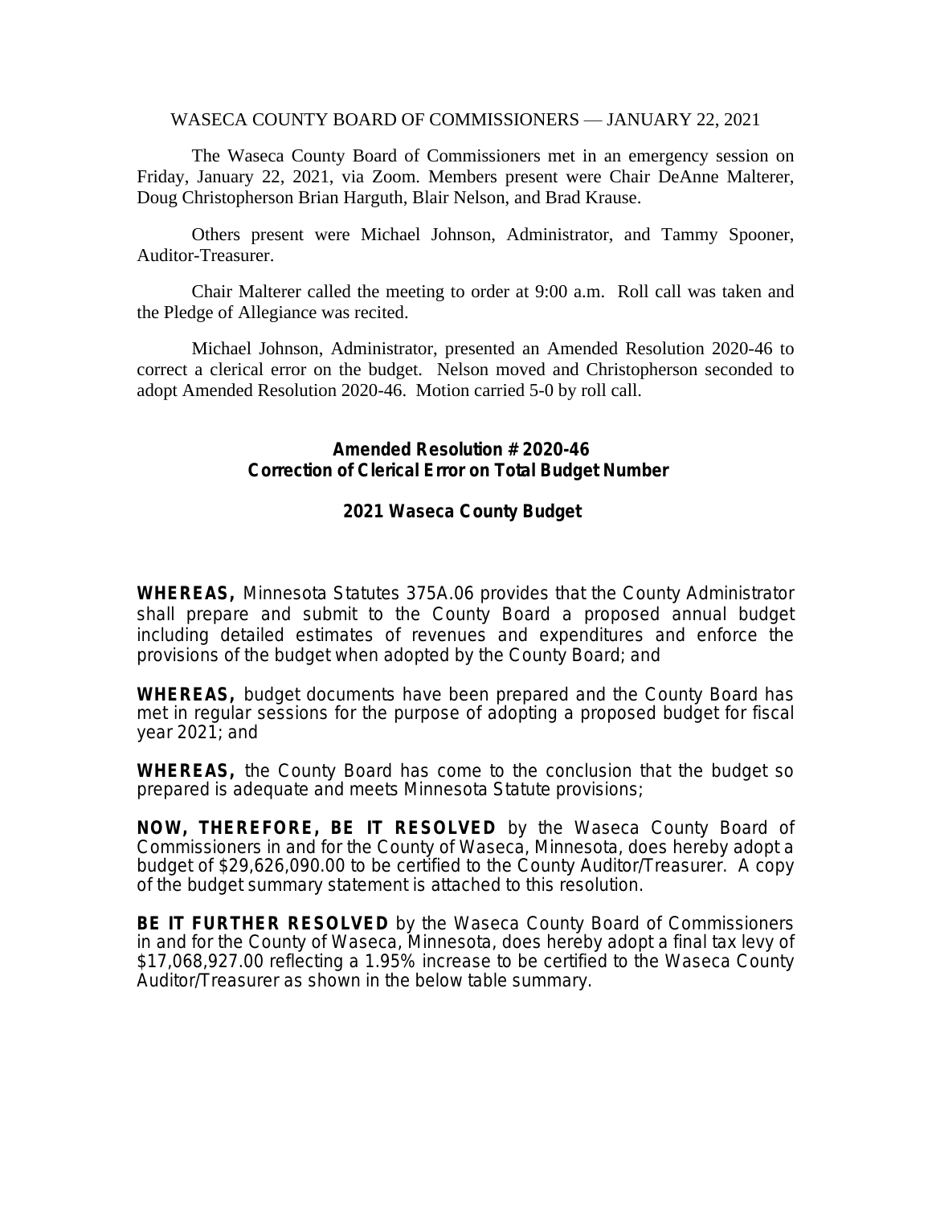WASECA COUNTY BOARD OF COMMISSIONERS — JANUARY 22, 2021

The Waseca County Board of Commissioners met in an emergency session on Friday, January 22, 2021, via Zoom. Members present were Chair DeAnne Malterer, Doug Christopherson Brian Harguth, Blair Nelson, and Brad Krause.

Others present were Michael Johnson, Administrator, and Tammy Spooner, Auditor-Treasurer.

Chair Malterer called the meeting to order at 9:00 a.m. Roll call was taken and the Pledge of Allegiance was recited.

Michael Johnson, Administrator, presented an Amended Resolution 2020-46 to correct a clerical error on the budget. Nelson moved and Christopherson seconded to adopt Amended Resolution 2020-46. Motion carried 5-0 by roll call.

**Amended Resolution # 2020-46**
**Correction of Clerical Error on Total Budget Number**

**2021 Waseca County Budget**

**WHEREAS,** Minnesota Statutes 375A.06 provides that the County Administrator shall prepare and submit to the County Board a proposed annual budget including detailed estimates of revenues and expenditures and enforce the provisions of the budget when adopted by the County Board; and

**WHEREAS,** budget documents have been prepared and the County Board has met in regular sessions for the purpose of adopting a proposed budget for fiscal year 2021; and

**WHEREAS,** the County Board has come to the conclusion that the budget so prepared is adequate and meets Minnesota Statute provisions;

**NOW, THEREFORE, BE IT RESOLVED** by the Waseca County Board of Commissioners in and for the County of Waseca, Minnesota, does hereby adopt a budget of $29,626,090.00 to be certified to the County Auditor/Treasurer. A copy of the budget summary statement is attached to this resolution.

**BE IT FURTHER RESOLVED** by the Waseca County Board of Commissioners in and for the County of Waseca, Minnesota, does hereby adopt a final tax levy of $17,068,927.00 reflecting a 1.95% increase to be certified to the Waseca County Auditor/Treasurer as shown in the below table summary.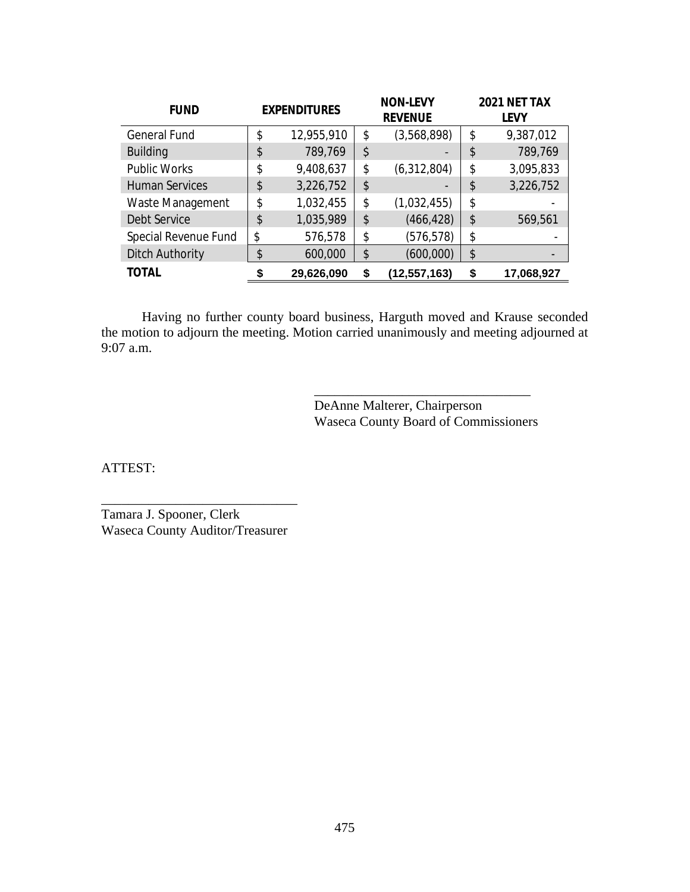| FUND | EXPENDITURES | NON-LEVY REVENUE | 2021 NET TAX LEVY |
|---|---|---|---|
| General Fund | $ 12,955,910 | $ (3,568,898) | $ 9,387,012 |
| Building | $ 789,769 | $ - | $ 789,769 |
| Public Works | $ 9,408,637 | $ (6,312,804) | $ 3,095,833 |
| Human Services | $ 3,226,752 | $ - | $ 3,226,752 |
| Waste Management | $ 1,032,455 | $ (1,032,455) | $ - |
| Debt Service | $ 1,035,989 | $ (466,428) | $ 569,561 |
| Special Revenue Fund | $ 576,578 | $ (576,578) | $ - |
| Ditch Authority | $ 600,000 | $ (600,000) | $ - |
| **TOTAL** | **$ 29,626,090** | **$ (12,557,163)** | **$ 17,068,927** |

Having no further county board business, Harguth moved and Krause seconded the motion to adjourn the meeting. Motion carried unanimously and meeting adjourned at 9:07 a.m.

\_\_\_\_\_\_\_\_\_\_\_\_\_\_\_\_\_\_\_\_\_\_\_\_\_\_\_\_\_\_\_\_\_
DeAnne Malterer, Chairperson
Waseca County Board of Commissioners

ATTEST:

\_\_\_\_\_\_\_\_\_\_\_\_\_\_\_\_\_\_\_\_\_\_\_\_\_\_\_\_\_\_
Tamara J. Spooner, Clerk
Waseca County Auditor/Treasurer